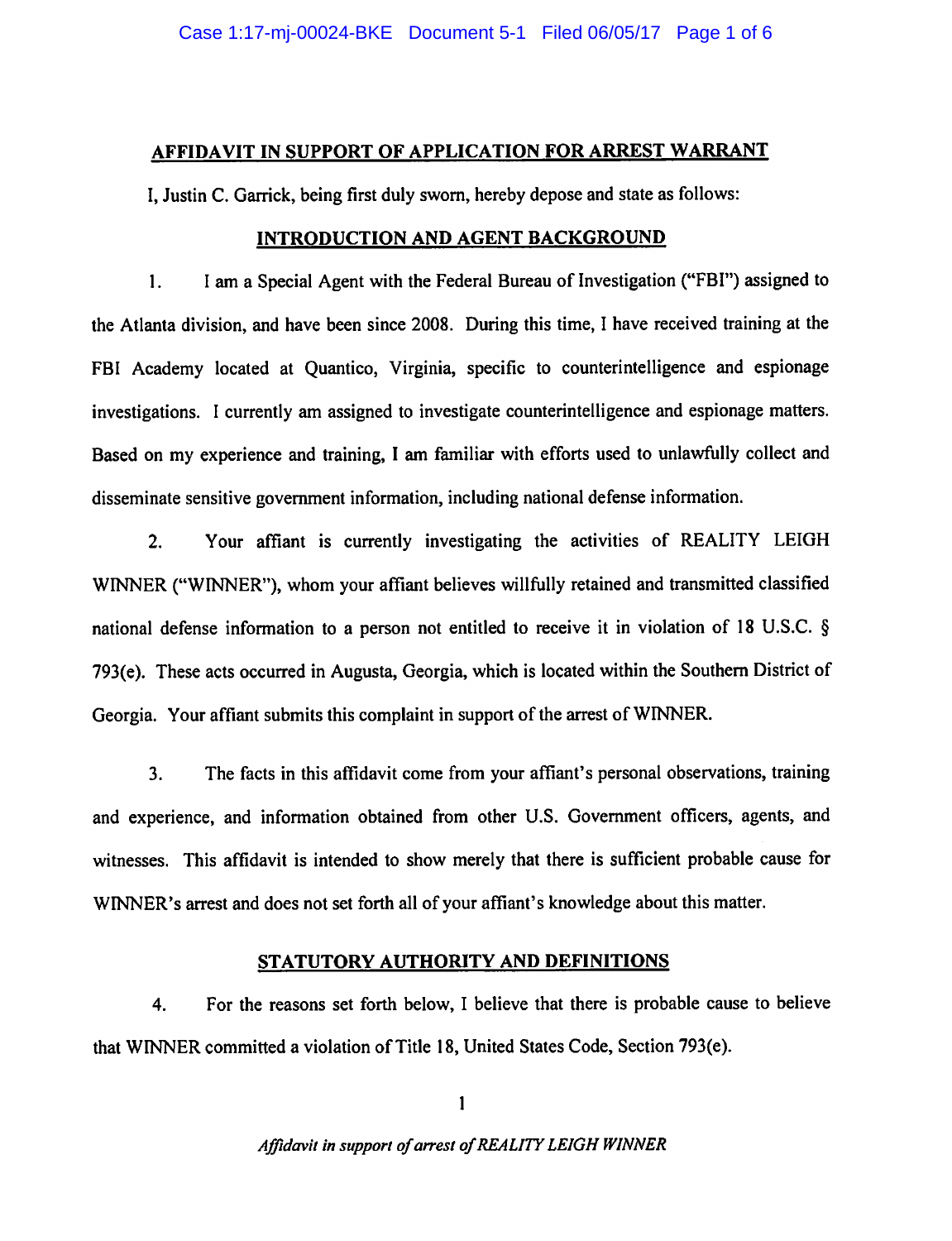## AFFIDAVIT IN SUPPORT OF APPLICATION FOR ARREST WARRANT

I, Justin C. Garrick, being first duly sworn, hereby depose and state as follows:

### INTRODUCTION AND AGENT BACKGROUND

1. I am a Special Agent with the Federal Bureau of Investigation ("FBI") assigned to the Atlanta division, and have been since 2008. During this time, I have received training at the FBI Academy located at Quantico, Virginia, specific to counterintelligence and espionage investigations. I currently am assigned to investigate counterintelligence and espionage matters. Based on my experience and training, I am familiar with efforts used to unlawfully collect and disseminate sensitive government information, including national defense information.

2. Your affiant is currently investigating the activities of REALITY LEIGH WINNER ("WINNER"), whom your affiant believes willfully retained and transmitted classified national defense information to a person not entitled to receive it in violation of 18 U.S.C. § 793(e). These acts occurred in Augusta, Georgia, which is located within the Southern District of Georgia. Your affiant submits this complaint in support of the arrest of WINNER.

3. The facts in this affidavit come from your affiant's personal observations, training and experience, and information obtained from other U.S. Government officers, agents, and witnesses. This affidavit is intended to show merely that there is sufficient probable cause for WINNER's arrest and does not set forth all of your affiant's knowledge about this matter.

### STATUTORY AUTHORITY AND DEFINITIONS

4. For the reasons set forth below, I believe that there is probable cause to believe that WINNER committed a violation of Title 18, United States Code, Section 793(e).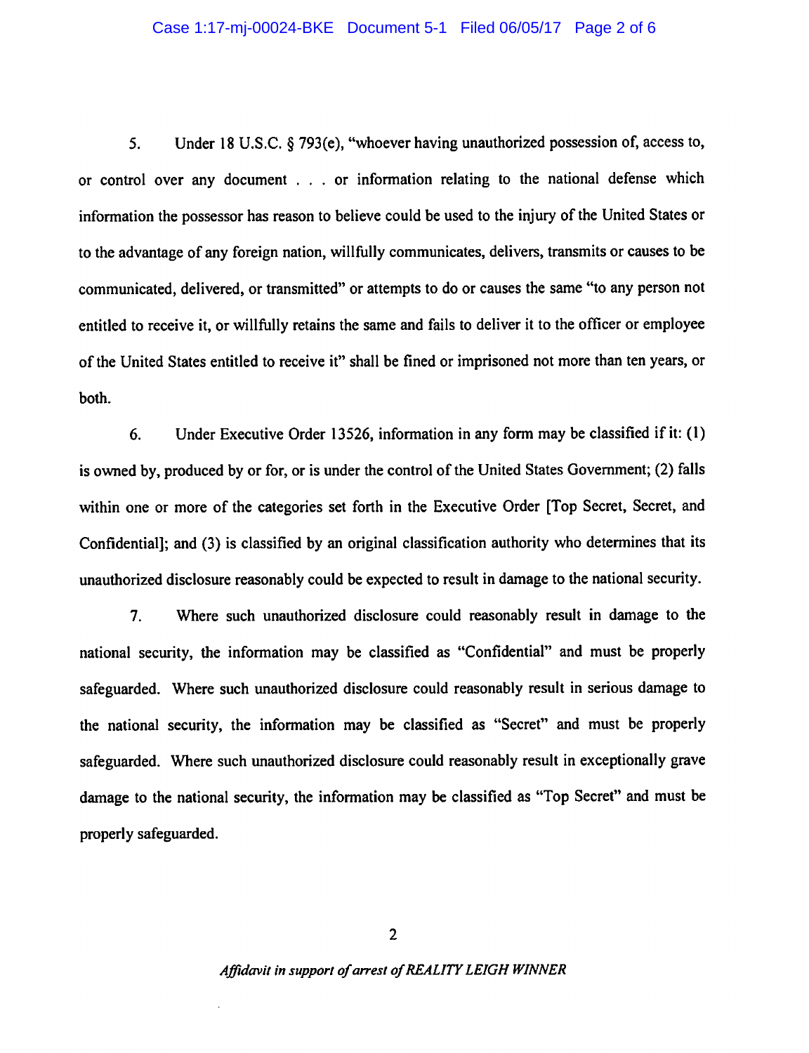5. Under 18 U.S.C. § 793(e), "whoever having unauthorized possession of, access to, or control over any document . . . or information relating to the national defense which information the possessor has reason to believe could be used to the injury of the United States or to the advantage of any foreign nation, willfully communicates, delivers, transmits or causes to be communicated, delivered, or transmitted" or attempts to do or causes the same "to any person not entitled to receive it, or willfully retains the same and fails to deliver it to the officer or employee of the United States entitled to receive it" shall be fined or imprisoned not more than ten years, or both.

6. Under Executive Order 13526, information in any form may be classified if it: (1) is owned by, produced by or for, or is under the control of the United States Government; (2) falls within one or more of the categories set forth in the Executive Order [Top Secret, Secret, and Confidential]; and (3) is classified by an original classification authority who determines that its unauthorized disclosure reasonably could be expected to result in damage to the national security.

7. Where such unauthorized disclosure could reasonably result in damage to the national security, the information may be classified as "Confidential" and must be properly safeguarded. Where such unauthorized disclosure could reasonably result in serious damage to the national security, the information may be classified as "Secret" and must be properly safeguarded. Where such unauthorized disclosure could reasonably result in exceptionally grave damage to the national security, the information may be classified as "Top Secret" and must be properly safeguarded.

*Affidavit in support of arrest of REALITY LEIGH WINNER*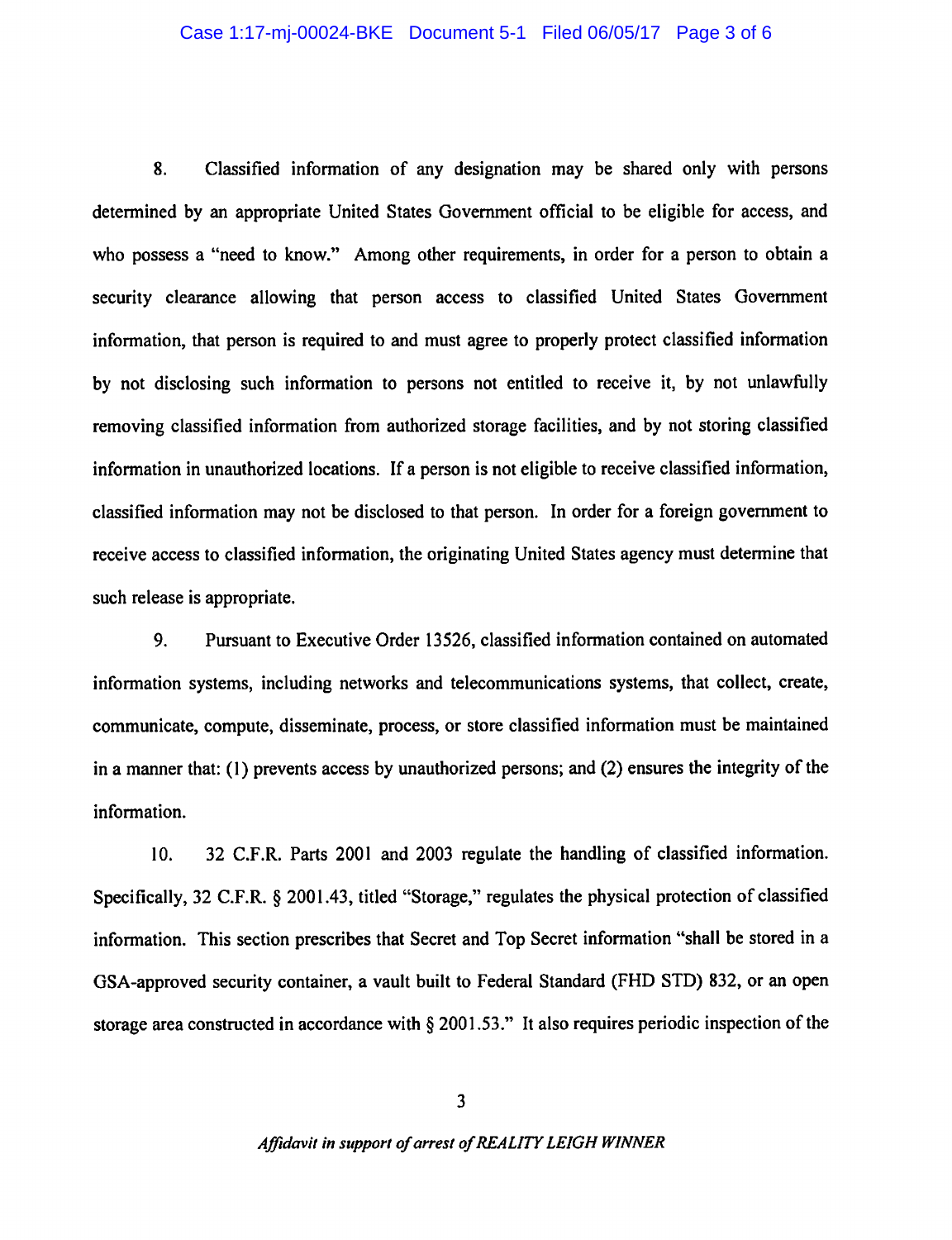8. Classified information of any designation may be shared only with persons determined by an appropriate United States Government official to be eligible for access, and who possess a "need to know." Among other requirements, in order for a person to obtain a security clearance allowing that person access to classified United States Government information, that person is required to and must agree to properly protect classified information by not disclosing such information to persons not entitled to receive it, by not unlawfully removing classified information from authorized storage facilities, and by not storing classified information in unauthorized locations. If a person is not eligible to receive classified information, classified information may not be disclosed to that person. In order for a foreign government to receive access to classified information, the originating United States agency must determine that such release is appropriate.

9. Pursuant to Executive Order 13526, classified information contained on automated information systems, including networks and telecommunications systems, that collect, create, communicate, compute, disseminate, process, or store classified information must be maintained in a manner that: (1) prevents access by unauthorized persons; and (2) ensures the integrity of the information.

10. 32 C.F.R. Parts 2001 and 2003 regulate the handling of classified information. Specifically, 32 C.F.R. § 2001.43, titled "Storage," regulates the physical protection of classified information. This section prescribes that Secret and Top Secret information "shall be stored in a GSA-approved security container, a vault built to Federal Standard (FHD STD) 832, or an open storage area constructed in accordance with § 2001.53." It also requires periodic inspection of the

*Affidavit in support of arrest of REALITY LEIGH WINNER*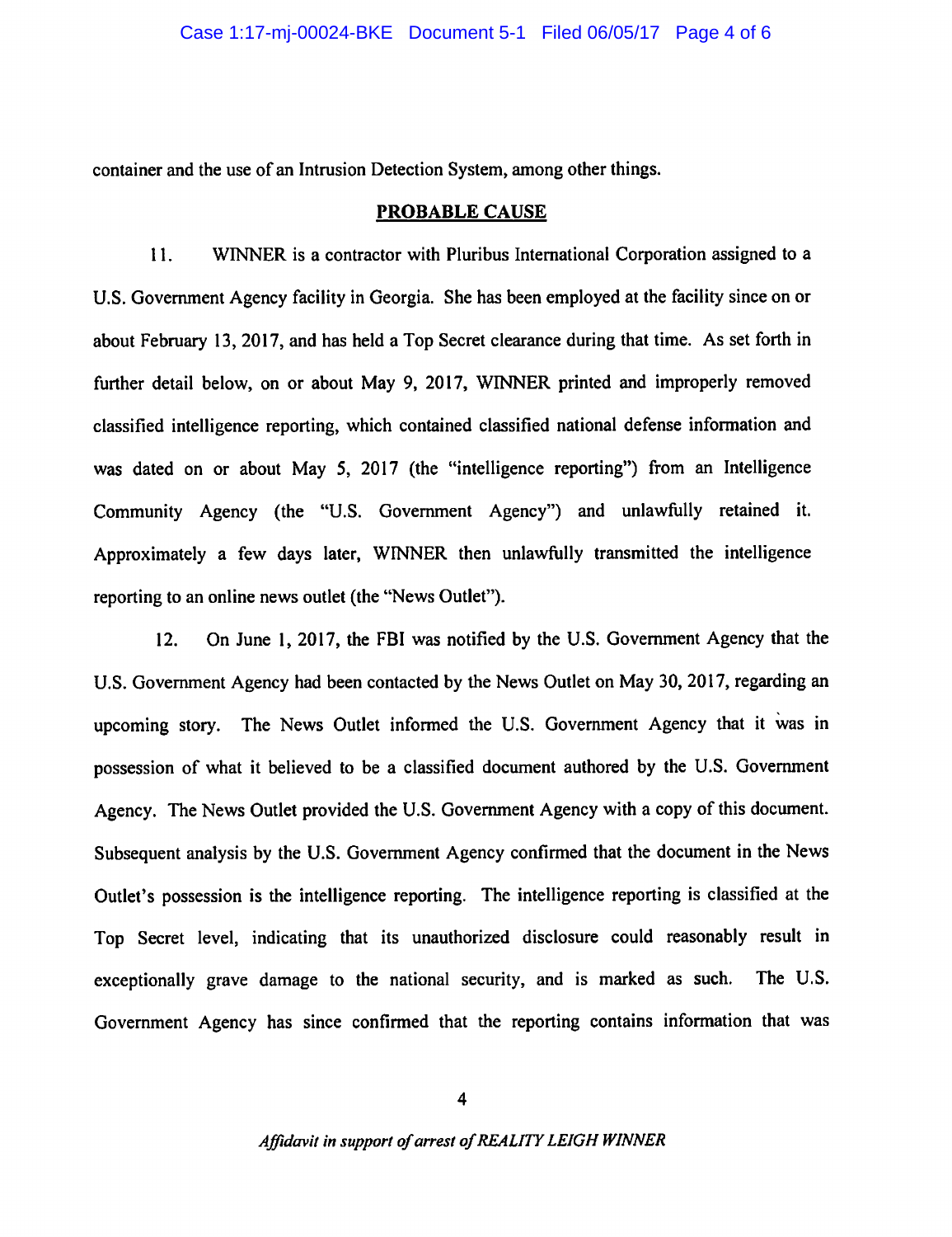container and the use of an Intrusion Detection System, among other things.

## PROBABLE CAUSE

11. WINNER is a contractor with Pluribus International Corporation assigned to a U.S. Government Agency facility in Georgia. She has been employed at the facility since on or about February 13, 2017, and has held a Top Secret clearance during that time. As set forth in further detail below, on or about May 9, 2017, WINNER printed and improperly removed classified intelligence reporting, which contained classified national defense information and was dated on or about May 5, 2017 (the "intelligence reporting") from an Intelligence Community Agency (the "U.S. Government Agency") and unlawfully retained it. Approximately a few days later, WINNER then unlawfully transmitted the intelligence reporting to an online news outlet (the "News Outlet").

12. On June 1, 2017, the FBI was notified by the U.S. Government Agency that the U.S. Government Agency had been contacted by the News Outlet on May 30, 2017, regarding an upcoming story. The News Outlet informed the U.S. Government Agency that it was in possession of what it believed to be a classified document authored by the U.S. Government Agency. The News Outlet provided the U.S. Government Agency with a copy of this document. Subsequent analysis by the U.S. Government Agency confirmed that the document in the News Outlet's possession is the intelligence reporting. The intelligence reporting is classified at the Top Secret level, indicating that its unauthorized disclosure could reasonably result in exceptionally grave damage to the national security, and is marked as such. The U.S. Government Agency has since confirmed that the reporting contains information that was

*Affidavit in support of arrest of REALITY LEIGH WINNER*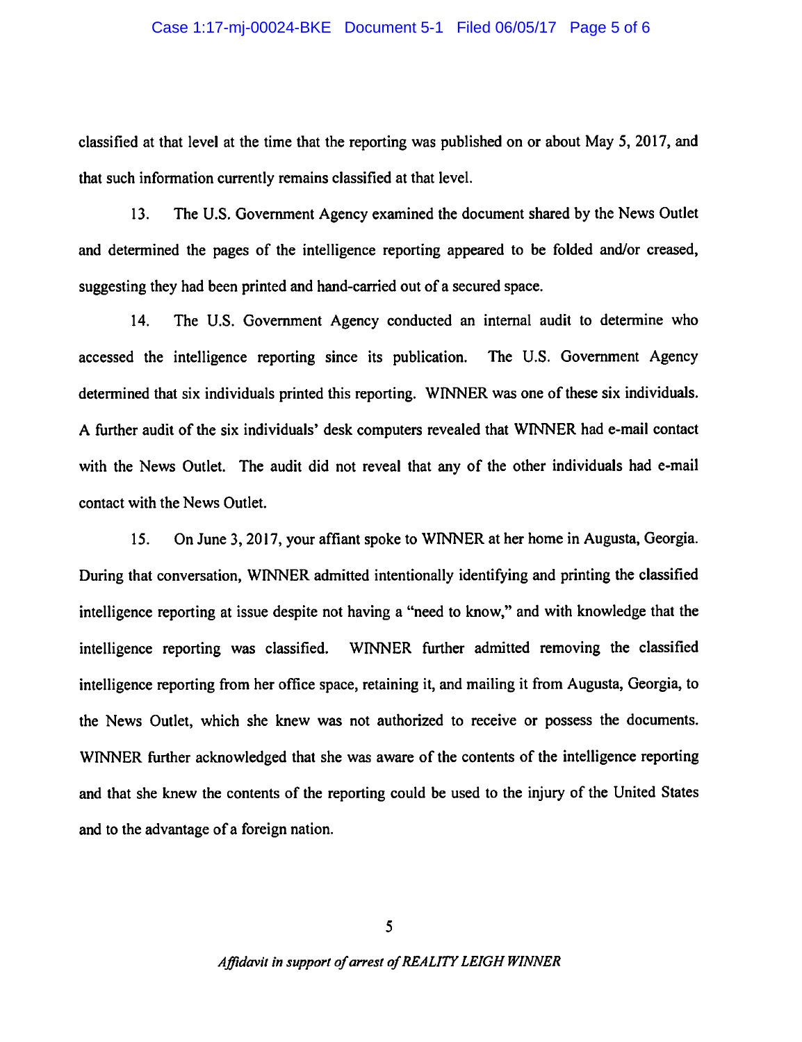classified at that level at the time that the reporting was published on or about May 5, 2017, and that such information currently remains classified at that level.

13. The U.S. Government Agency examined the document shared by the News Outlet and determined the pages of the intelligence reporting appeared to be folded and/or creased, suggesting they had been printed and hand-carried out of a secured space.

14. The U.S. Government Agency conducted an internal audit to determine who accessed the intelligence reporting since its publication. The U.S. Government Agency determined that six individuals printed this reporting. WINNER was one of these six individuals. A further audit of the six individuals' desk computers revealed that WINNER had e-mail contact with the News Outlet. The audit did not reveal that any of the other individuals had e-mail contact with the News Outlet.

15. On June 3, 2017, your affiant spoke to WINNER at her home in Augusta, Georgia. During that conversation, WINNER admitted intentionally identifying and printing the classified intelligence reporting at issue despite not having a "need to know," and with knowledge that the intelligence reporting was classified. WINNER further admitted removing the classified intelligence reporting from her office space, retaining it, and mailing it from Augusta, Georgia, to the News Outlet, which she knew was not authorized to receive or possess the documents. WINNER further acknowledged that she was aware of the contents of the intelligence reporting and that she knew the contents of the reporting could be used to the injury of the United States and to the advantage of a foreign nation.

*Affidavit in support of arrest of REALITY LEIGH WINNER*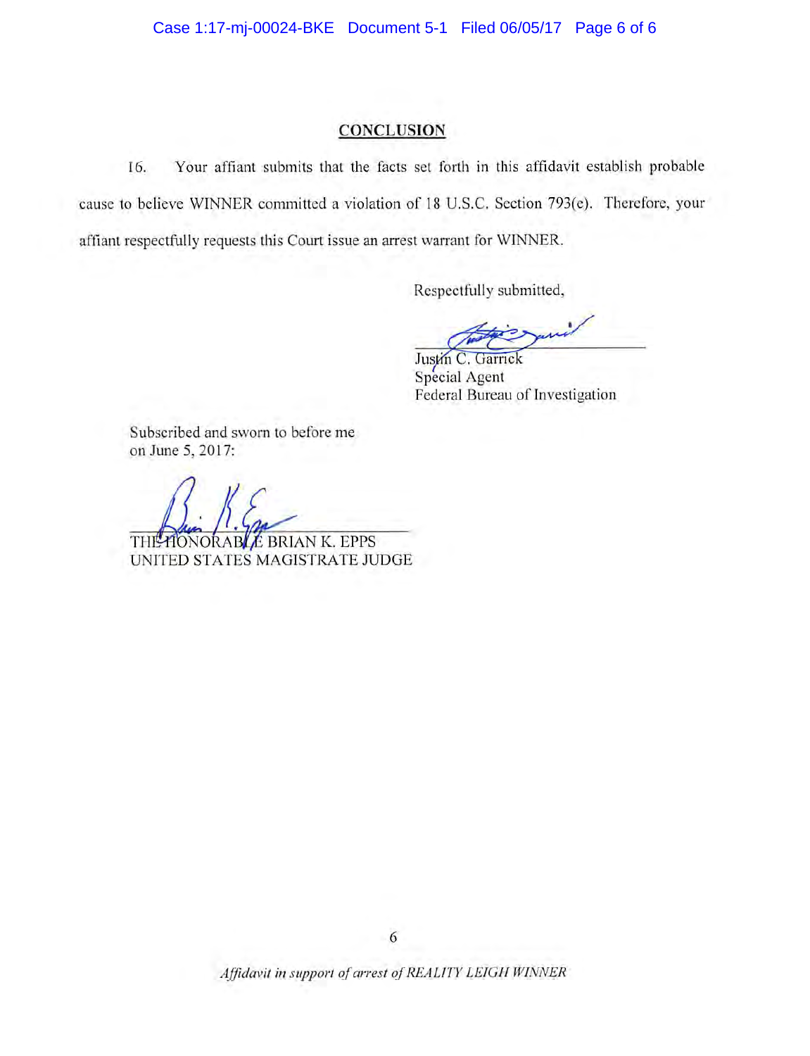## CONCLUSION

16. Your affiant submits that the facts set forth in this affidavit establish probable cause to believe WINNER committed a violation of 18 U.S.C. Section 793(e). Therefore, your affiant respectfully requests this Court issue an arrest warrant for WINNER.

Respectfully submitted,

Justin C. Garrick
Special Agent
Federal Bureau of Investigation

Subscribed and sworn to before me
on June 5, 2017:

THE HONORABLE BRIAN K. EPPS
UNITED STATES MAGISTRATE JUDGE

*Affidavit in support of arrest of REALITY LEIGH WINNER*